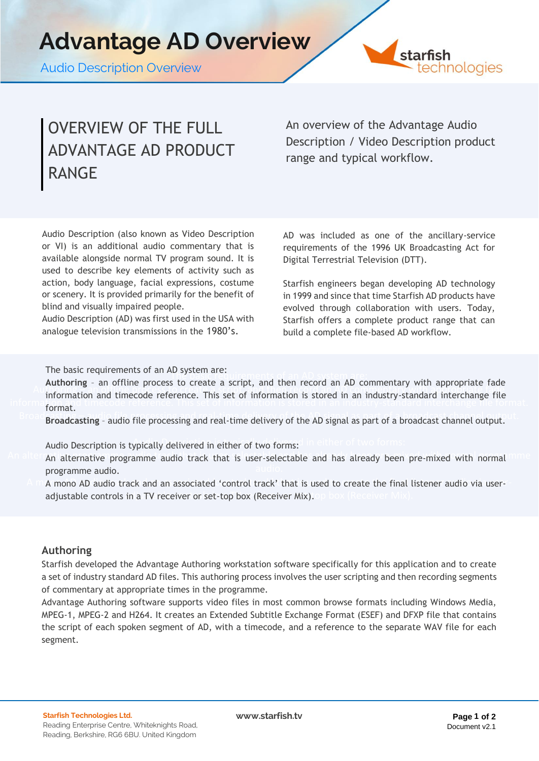# Advantage AD Overview

Audio Description Overview

## OVERVIEW OF THE FULL ADVANTAGE AD PRODUCT RANGE

An overview of the Advantage Audio Description / Video Description product range and typical workflow.

Audio Description (also known as Video Description or VI) is an additional audio commentary that is available alongside normal TV program sound. It is used to describe key elements of activity such as action, body language, facial expressions, costume or scenery. It is provided primarily for the benefit of blind and visually impaired people.
Audio Description (AD) was first used in the USA with analogue television transmissions in the 1980's.

AD was included as one of the ancillary-service requirements of the 1996 UK Broadcasting Act for Digital Terrestrial Television (DTT).

Starfish engineers began developing AD technology in 1999 and since that time Starfish AD products have evolved through collaboration with users. Today, Starfish offers a complete product range that can build a complete file-based AD workflow.

The basic requirements of an AD system are:
**Authoring** – an offline process to create a script, and then record an AD commentary with appropriate fade information and timecode reference. This set of information is stored in an industry-standard interchange file format.
**Broadcasting** – audio file processing and real-time delivery of the AD signal as part of a broadcast channel output.

Audio Description is typically delivered in either of two forms:
An alternative programme audio track that is user-selectable and has already been pre-mixed with normal programme audio.
A mono AD audio track and an associated 'control track' that is used to create the final listener audio via user-adjustable controls in a TV receiver or set-top box (Receiver Mix).

### Authoring

Starfish developed the Advantage Authoring workstation software specifically for this application and to create a set of industry standard AD files. This authoring process involves the user scripting and then recording segments of commentary at appropriate times in the programme.
Advantage Authoring software supports video files in most common browse formats including Windows Media, MPEG-1, MPEG-2 and H264. It creates an Extended Subtitle Exchange Format (ESEF) and DFXP file that contains the script of each spoken segment of AD, with a timecode, and a reference to the separate WAV file for each segment.

**Starfish Technologies Ltd.**
Reading Enterprise Centre, Whiteknights Road, Reading, Berkshire, RG6 6BU. United Kingdom

www.starfish.tv

Document v2.1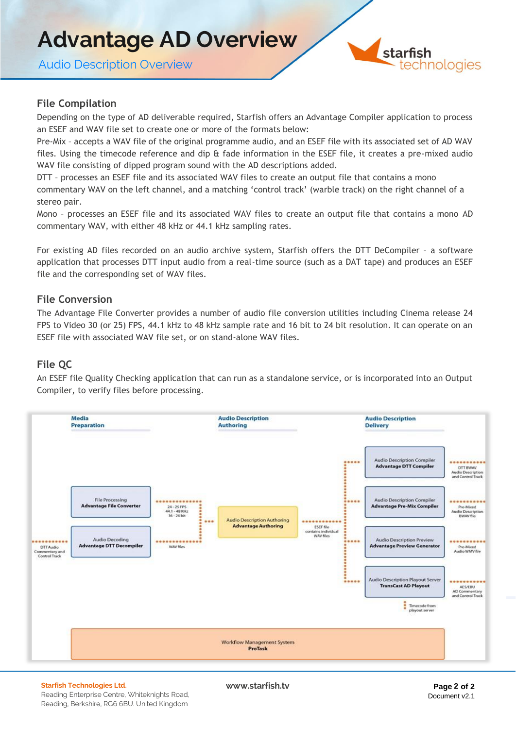# Advantage AD Overview

Audio Description Overview

starfish technologies

## File Compilation

Depending on the type of AD deliverable required, Starfish offers an Advantage Compiler application to process an ESEF and WAV file set to create one or more of the formats below:

Pre-Mix – accepts a WAV file of the original programme audio, and an ESEF file with its associated set of AD WAV files. Using the timecode reference and dip & fade information in the ESEF file, it creates a pre-mixed audio WAV file consisting of dipped program sound with the AD descriptions added.

DTT – processes an ESEF file and its associated WAV files to create an output file that contains a mono commentary WAV on the left channel, and a matching 'control track' (warble track) on the right channel of a stereo pair.

Mono – processes an ESEF file and its associated WAV files to create an output file that contains a mono AD commentary WAV, with either 48 kHz or 44.1 kHz sampling rates.

For existing AD files recorded on an audio archive system, Starfish offers the DTT DeCompiler – a software application that processes DTT input audio from a real-time source (such as a DAT tape) and produces an ESEF file and the corresponding set of WAV files.

## File Conversion

The Advantage File Converter provides a number of audio file conversion utilities including Cinema release 24 FPS to Video 30 (or 25) FPS, 44.1 kHz to 48 kHz sample rate and 16 bit to 24 bit resolution. It can operate on an ESEF file with associated WAV file set, or on stand-alone WAV files.

## File QC

An ESEF file Quality Checking application that can run as a standalone service, or is incorporated into an Output Compiler, to verify files before processing.

Media Preparation

Audio Description Authoring

Audio Description Delivery

File Processing
**Advantage File Converter**

Audio Decoding
**Advantage DTT Decompiler**

DTT Audio Commentary and Control Track

24 - 25 FPS
44.1 - 48 KHz
16 - 24 bit

WAV files

Audio Description Authoring
**Advantage Authoring**

ESEF file contains individual WAV files

Audio Description Compiler
**Advantage DTT Compiler**

DTT BWAV Audio Description and Control Track

Audio Description Compiler
**Advantage Pre-Mix Compiler**

Pre-Mixed Audio Description BWAV file

Audio Description Preview
**Advantage Preview Generator**

Pre-Mixed Audio WMV file

Audio Description Playout Server
**TransCast AD Playout**

AES/EBU AD Commentary and Control Track

Timecode from playout server

Workflow Management System
**ProTask**

**Starfish Technologies Ltd.**
Reading Enterprise Centre, Whiteknights Road, Reading, Berkshire, RG6 6BU. United Kingdom

www.starfish.tv

Document v2.1